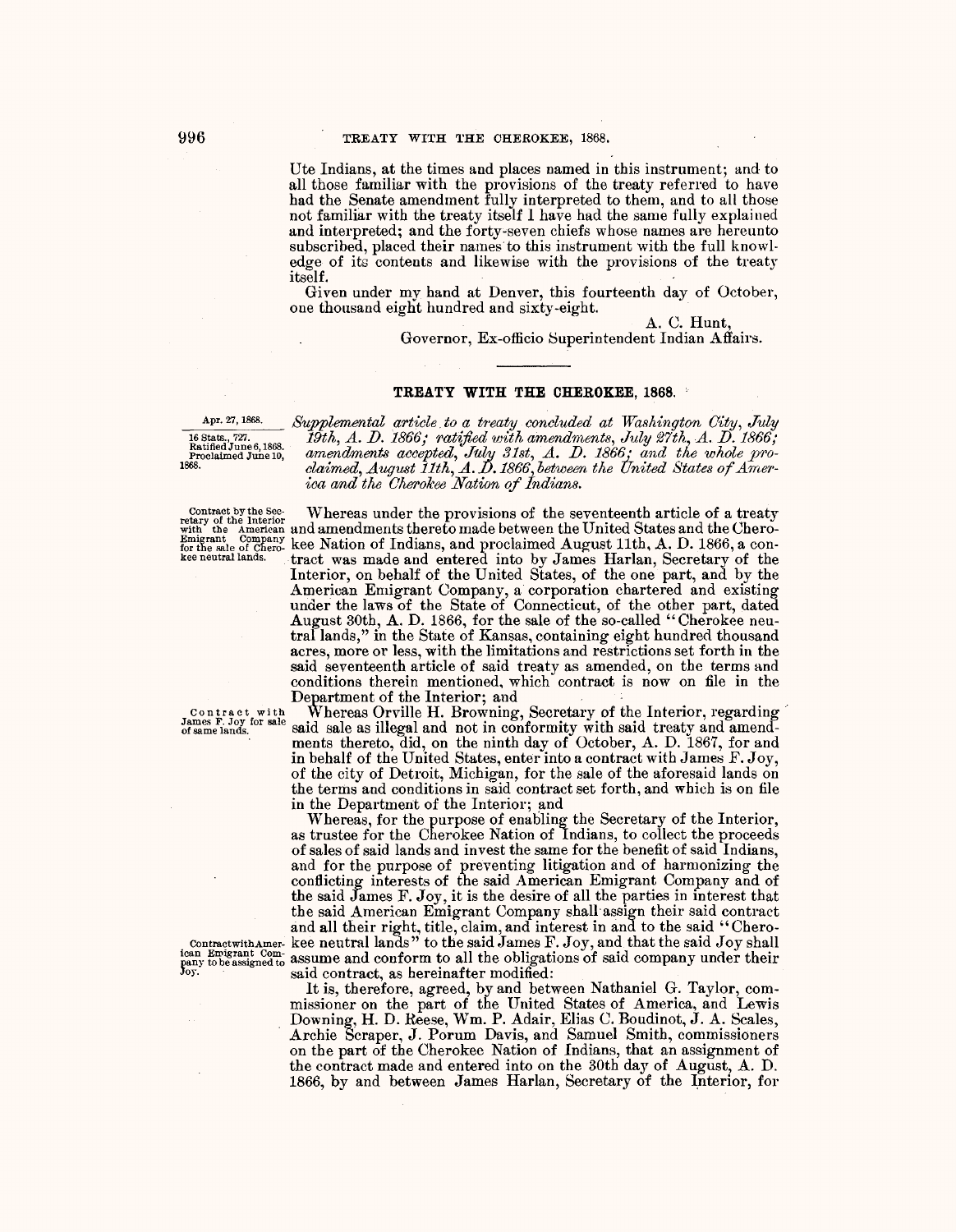Ute Indians, at the times and places named in this instrument; and to all those familiar with the provisions of the treaty referred to have had the Senate amendment fully interpreted to them, and to all those not familiar with the treaty itself I have had the same fully explained and interpreted; and the forty-seven chiefs whose names are hereunto subscribed, placed their names to this instrument with the full knowledge of its contents and likewise with the provisions of the treaty itself.

Given under my hand at Denver, this fourteenth day of October, one thousand eight hundred and sixty-eight.

A. C. Hunt,
Governor, Ex-officio Superintendent Indian Affairs.

---

## TREATY WITH THE CHEROKEE, 1868.

Apr. 27, 1868.
16 Stats., 727.
Ratified June 6, 1868.
Proclaimed June 10, 1868.

*Supplemental article to a treaty concluded at Washington City, July 19th, A. D. 1866; ratified with amendments, July 27th, A. D. 1866; amendments accepted, July 31st, A. D. 1866; and the whole proclaimed, August 11th, A. D. 1866, between the United States of America and the Cherokee Nation of Indians.*

Contract by the Secretary of the Interior with the American Emigrant Company for the sale of Cherokee neutral lands.

Whereas under the provisions of the seventeenth article of a treaty and amendments thereto made between the United States and the Cherokee Nation of Indians, and proclaimed August 11th, A. D. 1866, a contract was made and entered into by James Harlan, Secretary of the Interior, on behalf of the United States, of the one part, and by the American Emigrant Company, a corporation chartered and existing under the laws of the State of Connecticut, of the other part, dated August 30th, A. D. 1866, for the sale of the so-called "Cherokee neutral lands," in the State of Kansas, containing eight hundred thousand acres, more or less, with the limitations and restrictions set forth in the said seventeenth article of said treaty as amended, on the terms and conditions therein mentioned, which contract is now on file in the Department of the Interior; and

Contract with James F. Joy for sale of same lands.

Whereas Orville H. Browning, Secretary of the Interior, regarding said sale as illegal and not in conformity with said treaty and amendments thereto, did, on the ninth day of October, A. D. 1867, for and in behalf of the United States, enter into a contract with James F. Joy, of the city of Detroit, Michigan, for the sale of the aforesaid lands on the terms and conditions in said contract set forth, and which is on file in the Department of the Interior; and

Whereas, for the purpose of enabling the Secretary of the Interior, as trustee for the Cherokee Nation of Indians, to collect the proceeds of sales of said lands and invest the same for the benefit of said Indians, and for the purpose of preventing litigation and of harmonizing the conflicting interests of the said American Emigrant Company and of the said James F. Joy, it is the desire of all the parties in interest that the said American Emigrant Company shall assign their said contract and all their right, title, claim, and interest in and to the said "Cherokee neutral lands" to the said James F. Joy, and that the said Joy shall assume and conform to all the obligations of said company under their said contract, as hereinafter modified:

Contract with American Emigrant Company to be assigned to Joy.

It is, therefore, agreed, by and between Nathaniel G. Taylor, commissioner on the part of the United States of America, and Lewis Downing, H. D. Reese, Wm. P. Adair, Elias C. Boudinot, J. A. Scales, Archie Scraper, J. Porum Davis, and Samuel Smith, commissioners on the part of the Cherokee Nation of Indians, that an assignment of the contract made and entered into on the 30th day of August, A. D. 1866, by and between James Harlan, Secretary of the Interior, for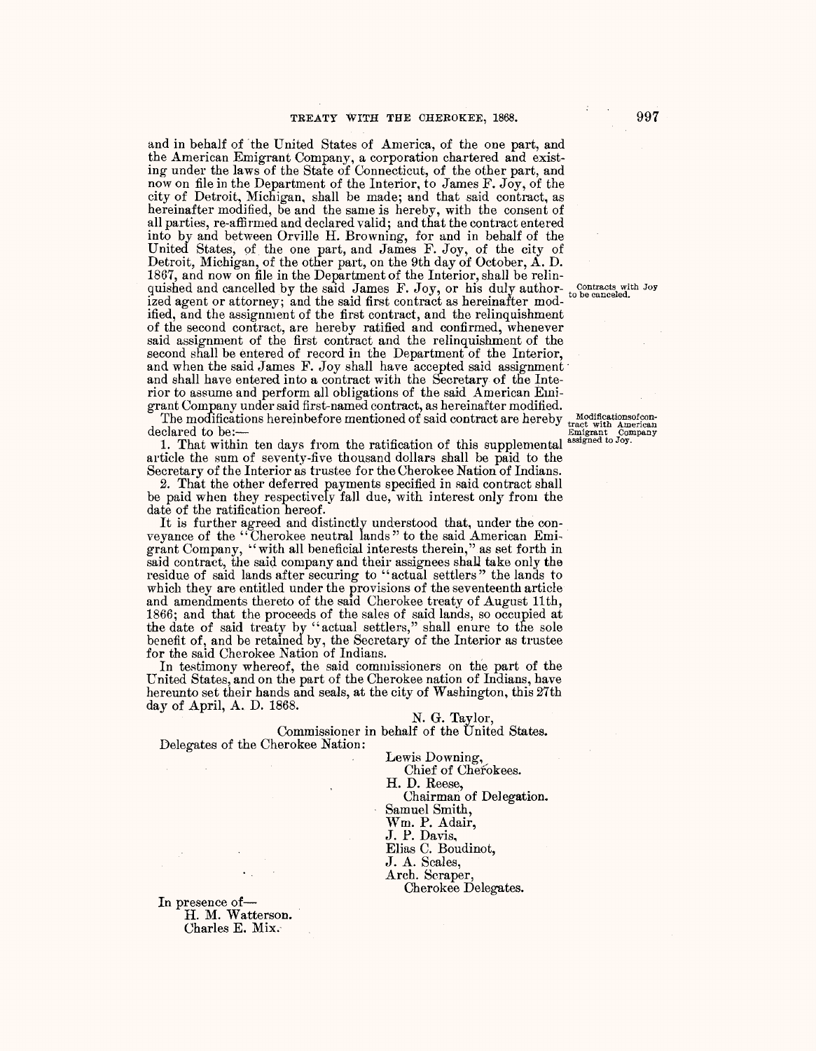and in behalf of the United States of America, of the one part, and the American Emigrant Company, a corporation chartered and existing under the laws of the State of Connecticut, of the other part, and now on file in the Department of the Interior, to James F. Joy, of the city of Detroit, Michigan, shall be made; and that said contract, as hereinafter modified, be and the same is hereby, with the consent of all parties, re-affirmed and declared valid; and that the contract entered into by and between Orville H. Browning, for and in behalf of the United States, of the one part, and James F. Joy, of the city of Detroit, Michigan, of the other part, on the 9th day of October, A. D. 1867, and now on file in the Department of the Interior, shall be relinquished and cancelled by the said James F. Joy, or his duly authorized agent or attorney; and the said first contract as hereinafter modified, and the assignment of the first contract, and the relinquishment of the second contract, are hereby ratified and confirmed, whenever said assignment of the first contract and the relinquishment of the second shall be entered of record in the Department of the Interior, and when the said James F. Joy shall have accepted said assignment and shall have entered into a contract with the Secretary of the Interior to assume and perform all obligations of the said American Emigrant Company under said first-named contract, as hereinafter modified.

Contracts with Joy to be canceled.

The modifications hereinbefore mentioned of said contract are hereby declared to be:—

Modifications of contract with American Emigrant Company assigned to Joy.

1. That within ten days from the ratification of this supplemental article the sum of seventy-five thousand dollars shall be paid to the Secretary of the Interior as trustee for the Cherokee Nation of Indians.

2. That the other deferred payments specified in said contract shall be paid when they respectively fall due, with interest only from the date of the ratification hereof.

It is further agreed and distinctly understood that, under the conveyance of the "Cherokee neutral lands" to the said American Emigrant Company, "with all beneficial interests therein," as set forth in said contract, the said company and their assignees shall take only the residue of said lands after securing to "actual settlers" the lands to which they are entitled under the provisions of the seventeenth article and amendments thereto of the said Cherokee treaty of August 11th, 1866; and that the proceeds of the sales of said lands, so occupied at the date of said treaty by "actual settlers," shall enure to the sole benefit of, and be retained by, the Secretary of the Interior as trustee for the said Cherokee Nation of Indians.

In testimony whereof, the said commissioners on the part of the United States, and on the part of the Cherokee nation of Indians, have hereunto set their hands and seals, at the city of Washington, this 27th day of April, A. D. 1868.

N. G. Taylor,
Commissioner in behalf of the United States.

Delegates of the Cherokee Nation:

Lewis Downing,
Chief of Cherokees.
H. D. Reese,
Chairman of Delegation.
Samuel Smith,
Wm. P. Adair,
J. P. Davis,
Elias C. Boudinot,
J. A. Scales,
Arch. Scraper,
Cherokee Delegates.

In presence of—
H. M. Watterson.
Charles E. Mix.